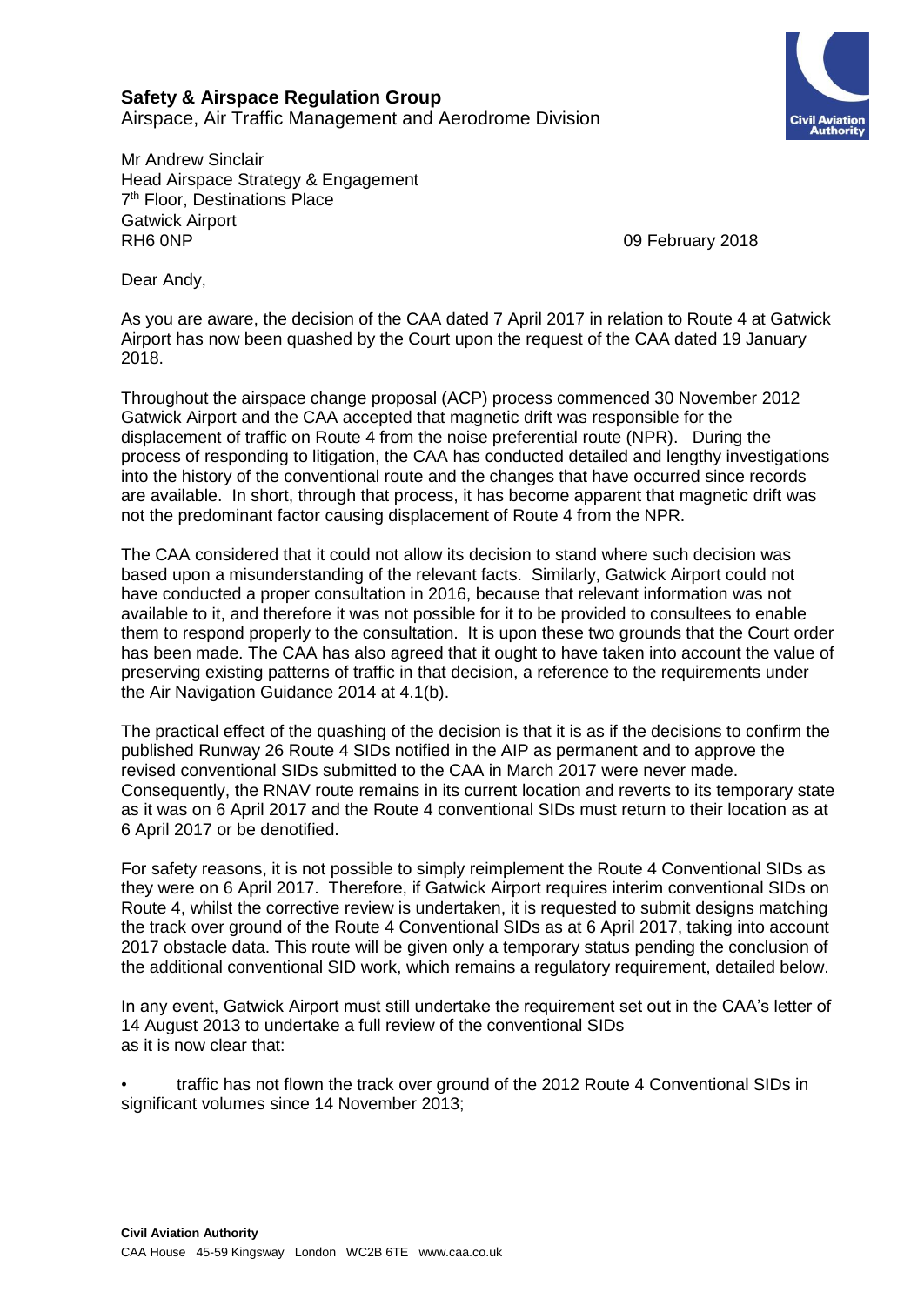**Safety & Airspace Regulation Group**
Airspace, Air Traffic Management and Aerodrome Division

Mr Andrew Sinclair
Head Airspace Strategy & Engagement
7th Floor, Destinations Place
Gatwick Airport
RH6 0NP

09 February 2018

Dear Andy,

As you are aware, the decision of the CAA dated 7 April 2017 in relation to Route 4 at Gatwick Airport has now been quashed by the Court upon the request of the CAA dated 19 January 2018.

Throughout the airspace change proposal (ACP) process commenced 30 November 2012 Gatwick Airport and the CAA accepted that magnetic drift was responsible for the displacement of traffic on Route 4 from the noise preferential route (NPR). During the process of responding to litigation, the CAA has conducted detailed and lengthy investigations into the history of the conventional route and the changes that have occurred since records are available. In short, through that process, it has become apparent that magnetic drift was not the predominant factor causing displacement of Route 4 from the NPR.

The CAA considered that it could not allow its decision to stand where such decision was based upon a misunderstanding of the relevant facts. Similarly, Gatwick Airport could not have conducted a proper consultation in 2016, because that relevant information was not available to it, and therefore it was not possible for it to be provided to consultees to enable them to respond properly to the consultation. It is upon these two grounds that the Court order has been made. The CAA has also agreed that it ought to have taken into account the value of preserving existing patterns of traffic in that decision, a reference to the requirements under the Air Navigation Guidance 2014 at 4.1(b).

The practical effect of the quashing of the decision is that it is as if the decisions to confirm the published Runway 26 Route 4 SIDs notified in the AIP as permanent and to approve the revised conventional SIDs submitted to the CAA in March 2017 were never made. Consequently, the RNAV route remains in its current location and reverts to its temporary state as it was on 6 April 2017 and the Route 4 conventional SIDs must return to their location as at 6 April 2017 or be denotified.

For safety reasons, it is not possible to simply reimplement the Route 4 Conventional SIDs as they were on 6 April 2017. Therefore, if Gatwick Airport requires interim conventional SIDs on Route 4, whilst the corrective review is undertaken, it is requested to submit designs matching the track over ground of the Route 4 Conventional SIDs as at 6 April 2017, taking into account 2017 obstacle data. This route will be given only a temporary status pending the conclusion of the additional conventional SID work, which remains a regulatory requirement, detailed below.

In any event, Gatwick Airport must still undertake the requirement set out in the CAA's letter of 14 August 2013 to undertake a full review of the conventional SIDs as it is now clear that:

- traffic has not flown the track over ground of the 2012 Route 4 Conventional SIDs in significant volumes since 14 November 2013;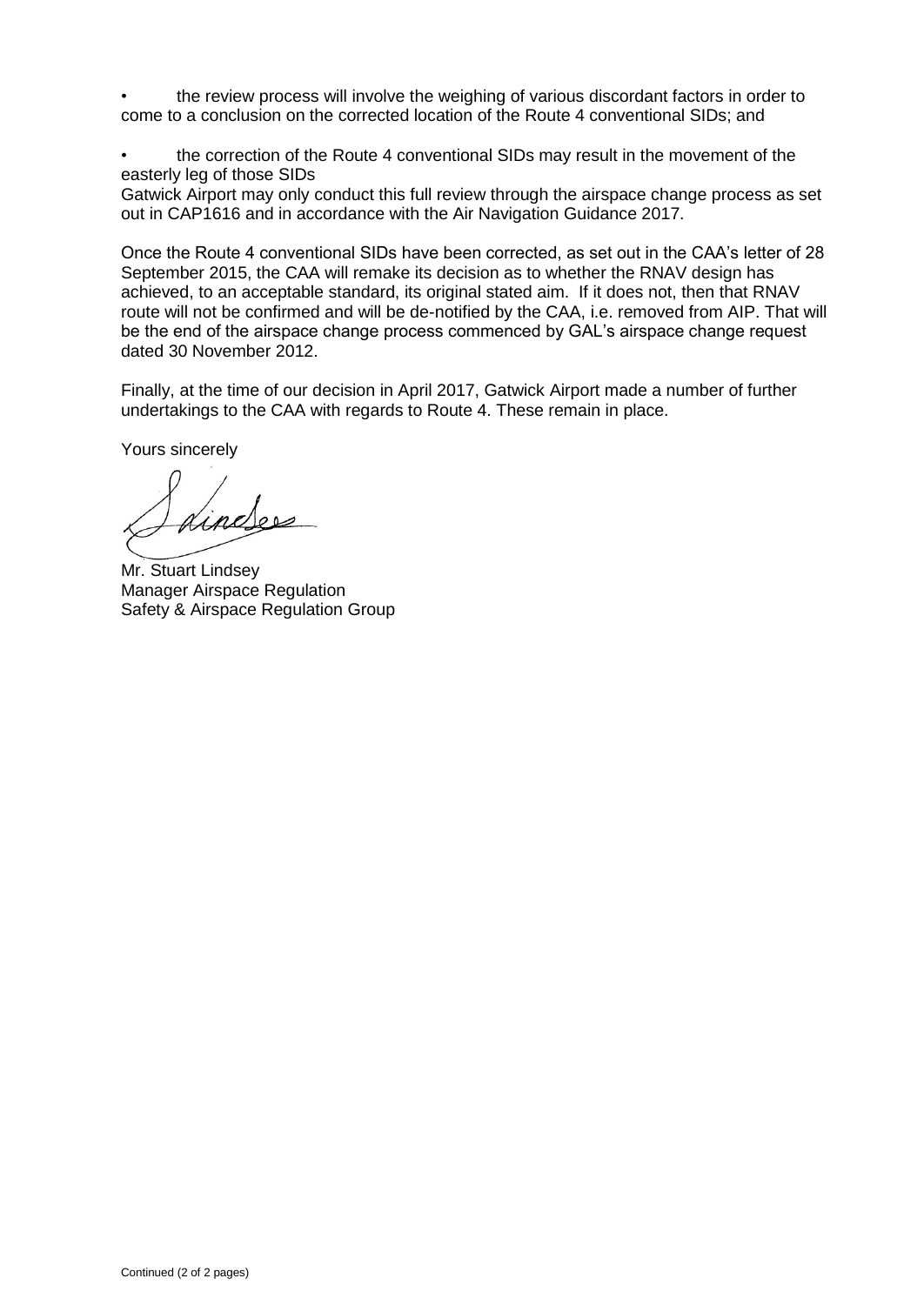- the review process will involve the weighing of various discordant factors in order to come to a conclusion on the corrected location of the Route 4 conventional SIDs; and

- the correction of the Route 4 conventional SIDs may result in the movement of the easterly leg of those SIDs

Gatwick Airport may only conduct this full review through the airspace change process as set out in CAP1616 and in accordance with the Air Navigation Guidance 2017.

Once the Route 4 conventional SIDs have been corrected, as set out in the CAA's letter of 28 September 2015, the CAA will remake its decision as to whether the RNAV design has achieved, to an acceptable standard, its original stated aim. If it does not, then that RNAV route will not be confirmed and will be de-notified by the CAA, i.e. removed from AIP. That will be the end of the airspace change process commenced by GAL's airspace change request dated 30 November 2012.

Finally, at the time of our decision in April 2017, Gatwick Airport made a number of further undertakings to the CAA with regards to Route 4. These remain in place.

Yours sincerely

Mr. Stuart Lindsey
Manager Airspace Regulation
Safety & Airspace Regulation Group